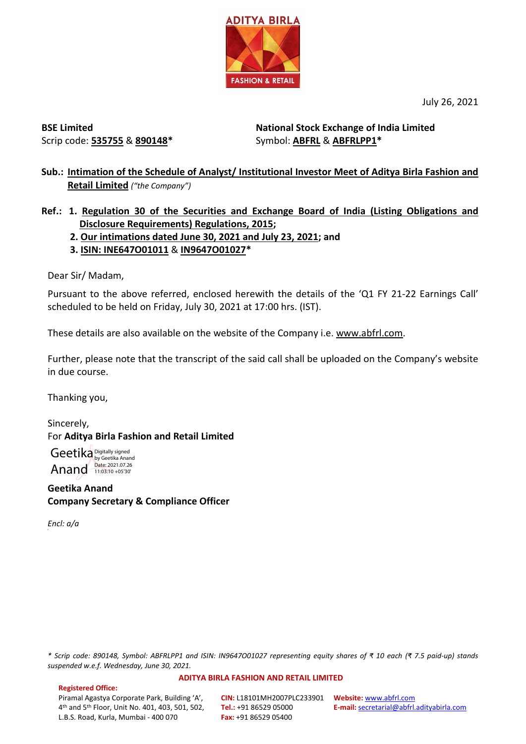ADITYA BIRLA
FASHION & RETAIL

July 26, 2021

**BSE Limited**
Scrip code: **535755** & **890148***

**National Stock Exchange of India Limited**
Symbol: **ABFRL** & **ABFRLPP1***

**Sub.: Intimation of the Schedule of Analyst/ Institutional Investor Meet of Aditya Birla Fashion and Retail Limited** *("the Company")*

**Ref.: 1. Regulation 30 of the Securities and Exchange Board of India (Listing Obligations and Disclosure Requirements) Regulations, 2015;**
**2. Our intimations dated June 30, 2021 and July 23, 2021; and**
**3. ISIN: INE647O01011 & IN9647O01027***

Dear Sir/ Madam,

Pursuant to the above referred, enclosed herewith the details of the 'Q1 FY 21-22 Earnings Call' scheduled to be held on Friday, July 30, 2021 at 17:00 hrs. (IST).

These details are also available on the website of the Company i.e. www.abfrl.com.

Further, please note that the transcript of the said call shall be uploaded on the Company's website in due course.

Thanking you,

Sincerely,
For **Aditya Birla Fashion and Retail Limited**

Geetika Anand
Digitally signed by Geetika Anand
Date: 2021.07.26 11:03:10 +05'30'

**Geetika Anand**
**Company Secretary & Compliance Officer**

*Encl: a/a*

*\* Scrip code: 890148, Symbol: ABFRLPP1 and ISIN: IN9647O01027 representing equity shares of ₹ 10 each (₹ 7.5 paid-up) stands suspended w.e.f. Wednesday, June 30, 2021.*

**ADITYA BIRLA FASHION AND RETAIL LIMITED**

**Registered Office:**
Piramal Agastya Corporate Park, Building 'A', 4th and 5th Floor, Unit No. 401, 403, 501, 502, L.B.S. Road, Kurla, Mumbai - 400 070

**CIN:** L18101MH2007PLC233901
**Tel.:** +91 86529 05000
**Fax:** +91 86529 05400

**Website:** www.abfrl.com
**E-mail:** secretarial@abfrl.adityabirla.com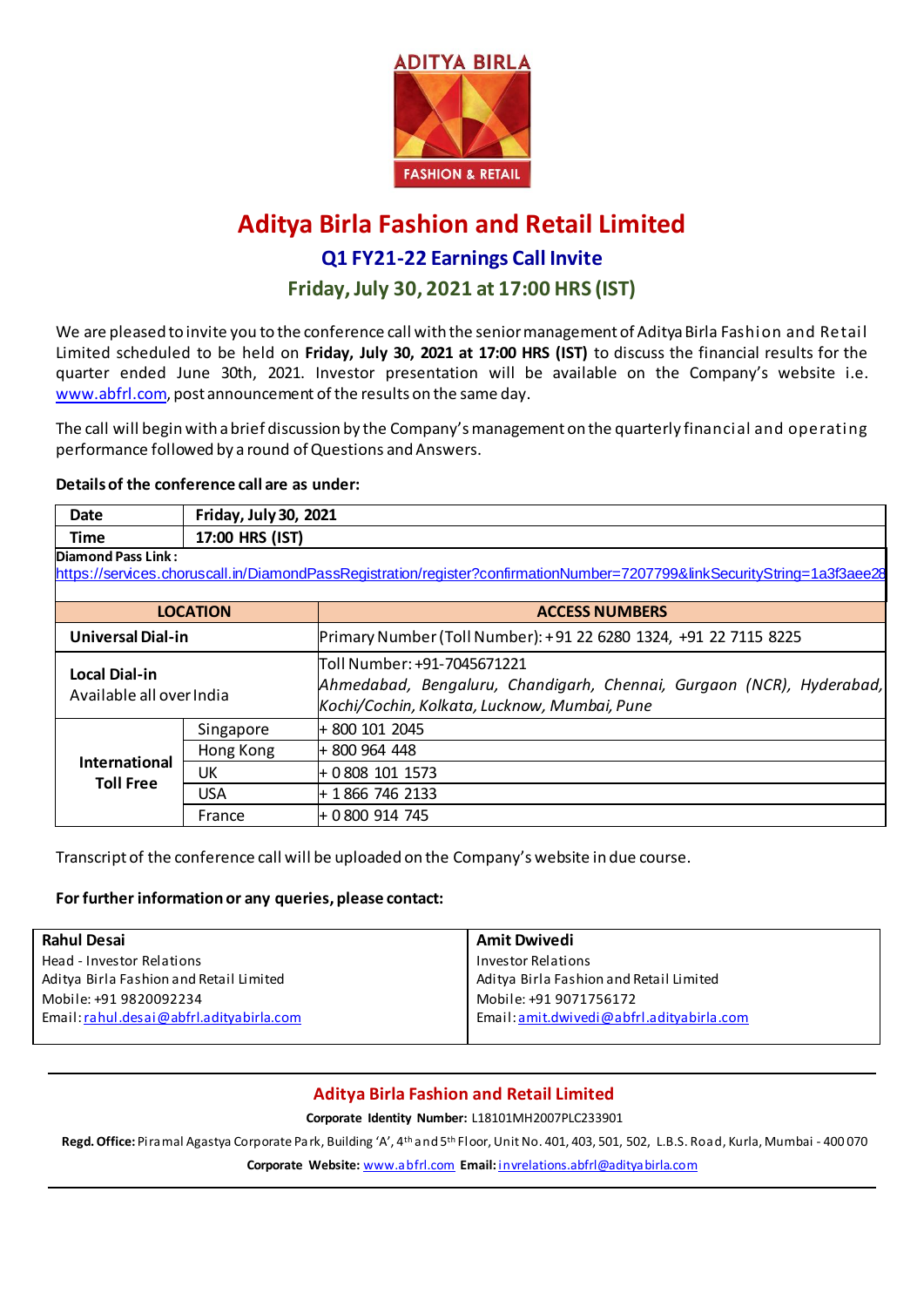# Aditya Birla Fashion and Retail Limited

## Q1 FY21-22 Earnings Call Invite

## Friday, July 30, 2021 at 17:00 HRS (IST)

We are pleased to invite you to the conference call with the senior management of Aditya Birla Fashion and Retail Limited scheduled to be held on **Friday, July 30, 2021 at 17:00 HRS (IST)** to discuss the financial results for the quarter ended June 30th, 2021. Investor presentation will be available on the Company's website i.e. www.abfrl.com, post announcement of the results on the same day.

The call will begin with a brief discussion by the Company's management on the quarterly financial and operating performance followed by a round of Questions and Answers.

**Details of the conference call are as under:**

| | |
|---|---|
| **Date** | **Friday, July 30, 2021** |
| **Time** | **17:00 HRS (IST)** |
| **Diamond Pass Link:** https://services.choruscall.in/DiamondPassRegistration/register?confirmationNumber=7207799&linkSecurityString=1a3f3aee28 | |

| **LOCATION** | | **ACCESS NUMBERS** |
|---|---|---|
| **Universal Dial-in** | | Primary Number (Toll Number): +91 22 6280 1324, +91 22 7115 8225 |
| **Local Dial-in** Available all over India | | Toll Number: +91-7045671221 *Ahmedabad, Bengaluru, Chandigarh, Chennai, Gurgaon (NCR), Hyderabad, Kochi/Cochin, Kolkata, Lucknow, Mumbai, Pune* |
| **International Toll Free** | Singapore | + 800 101 2045 |
| | Hong Kong | + 800 964 448 |
| | UK | + 0 808 101 1573 |
| | USA | + 1 866 746 2133 |
| | France | + 0 800 914 745 |

Transcript of the conference call will be uploaded on the Company's website in due course.

**For further information or any queries, please contact:**

| | |
|---|---|
| **Rahul Desai** | **Amit Dwivedi** |
| Head - Investor Relations | Investor Relations |
| Aditya Birla Fashion and Retail Limited | Aditya Birla Fashion and Retail Limited |
| Mobile: +91 9820092234 | Mobile: +91 9071756172 |
| Email: rahul.desai@abfrl.adityabirla.com | Email: amit.dwivedi@abfrl.adityabirla.com |

**Aditya Birla Fashion and Retail Limited**

**Corporate Identity Number:** L18101MH2007PLC233901

**Regd. Office:** Piramal Agastya Corporate Park, Building 'A', 4th and 5th Floor, Unit No. 401, 403, 501, 502, L.B.S. Road, Kurla, Mumbai - 400 070

**Corporate Website:** www.abfrl.com **Email:** invrelations.abfrl@adityabirla.com